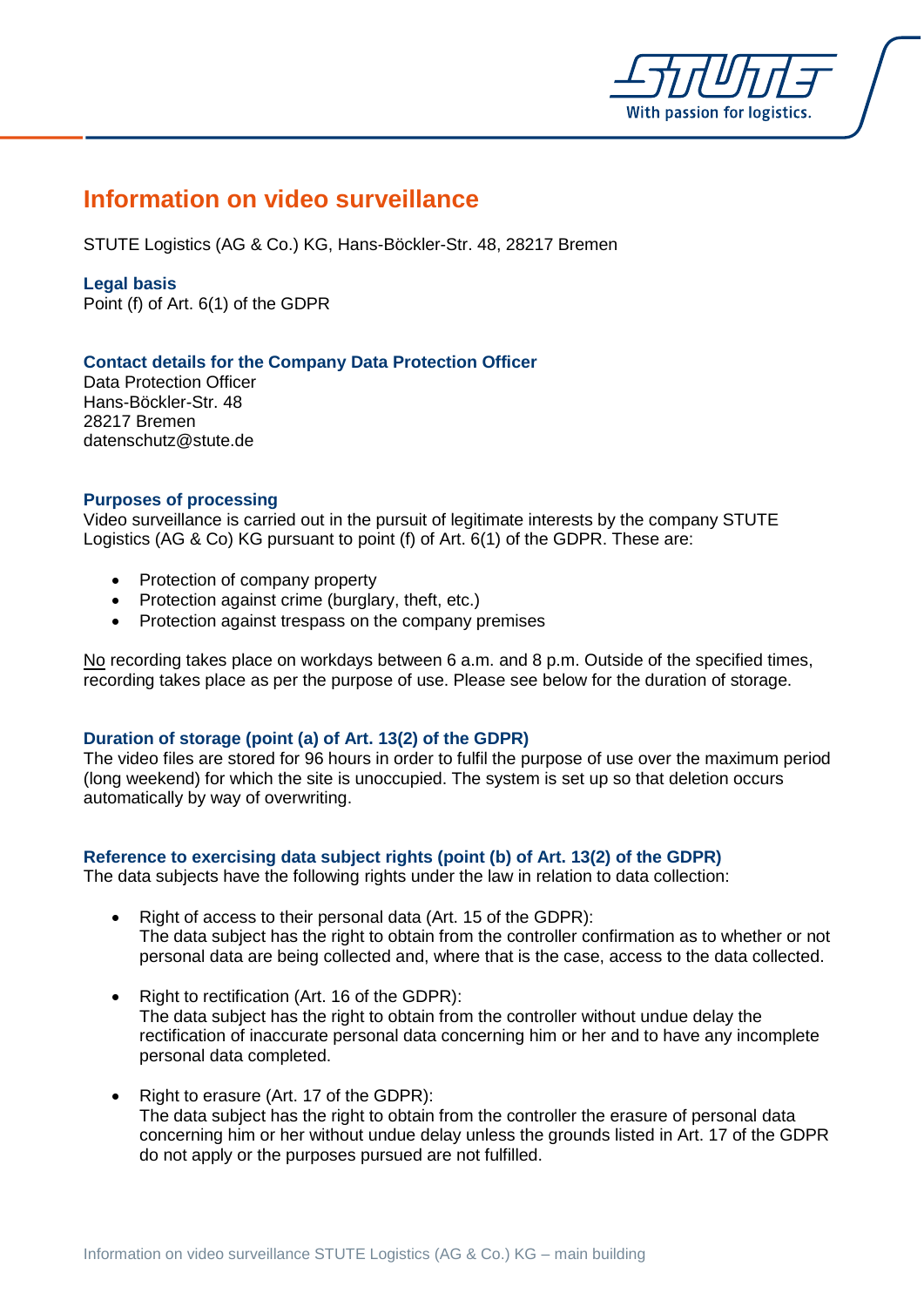# Information on video surveillance

STUTE Logistics (AG & Co.) KG, Hans-Böckler-Str. 48, 28217 Bremen

## Legal basis

Point (f) of Art. 6(1) of the GDPR

## Contact details for the Company Data Protection Officer

Data Protection Officer
Hans-Böckler-Str. 48
28217 Bremen
datenschutz@stute.de

## Purposes of processing

Video surveillance is carried out in the pursuit of legitimate interests by the company STUTE Logistics (AG & Co) KG pursuant to point (f) of Art. 6(1) of the GDPR. These are:

- Protection of company property
- Protection against crime (burglary, theft, etc.)
- Protection against trespass on the company premises

No recording takes place on workdays between 6 a.m. and 8 p.m. Outside of the specified times, recording takes place as per the purpose of use. Please see below for the duration of storage.

## Duration of storage (point (a) of Art. 13(2) of the GDPR)

The video files are stored for 96 hours in order to fulfil the purpose of use over the maximum period (long weekend) for which the site is unoccupied. The system is set up so that deletion occurs automatically by way of overwriting.

## Reference to exercising data subject rights (point (b) of Art. 13(2) of the GDPR)

The data subjects have the following rights under the law in relation to data collection:

- Right of access to their personal data (Art. 15 of the GDPR):
  The data subject has the right to obtain from the controller confirmation as to whether or not personal data are being collected and, where that is the case, access to the data collected.

- Right to rectification (Art. 16 of the GDPR):
  The data subject has the right to obtain from the controller without undue delay the rectification of inaccurate personal data concerning him or her and to have any incomplete personal data completed.

- Right to erasure (Art. 17 of the GDPR):
  The data subject has the right to obtain from the controller the erasure of personal data concerning him or her without undue delay unless the grounds listed in Art. 17 of the GDPR do not apply or the purposes pursued are not fulfilled.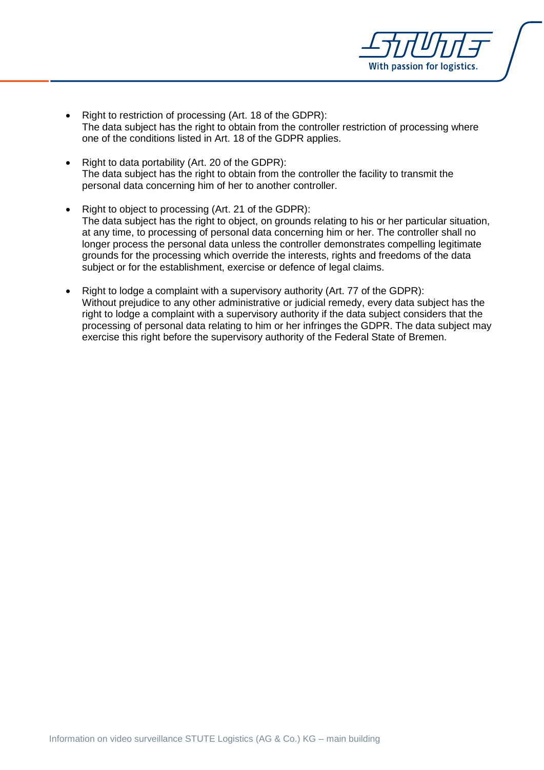- Right to restriction of processing (Art. 18 of the GDPR):
  The data subject has the right to obtain from the controller restriction of processing where one of the conditions listed in Art. 18 of the GDPR applies.

- Right to data portability (Art. 20 of the GDPR):
  The data subject has the right to obtain from the controller the facility to transmit the personal data concerning him of her to another controller.

- Right to object to processing (Art. 21 of the GDPR):
  The data subject has the right to object, on grounds relating to his or her particular situation, at any time, to processing of personal data concerning him or her. The controller shall no longer process the personal data unless the controller demonstrates compelling legitimate grounds for the processing which override the interests, rights and freedoms of the data subject or for the establishment, exercise or defence of legal claims.

- Right to lodge a complaint with a supervisory authority (Art. 77 of the GDPR):
  Without prejudice to any other administrative or judicial remedy, every data subject has the right to lodge a complaint with a supervisory authority if the data subject considers that the processing of personal data relating to him or her infringes the GDPR. The data subject may exercise this right before the supervisory authority of the Federal State of Bremen.